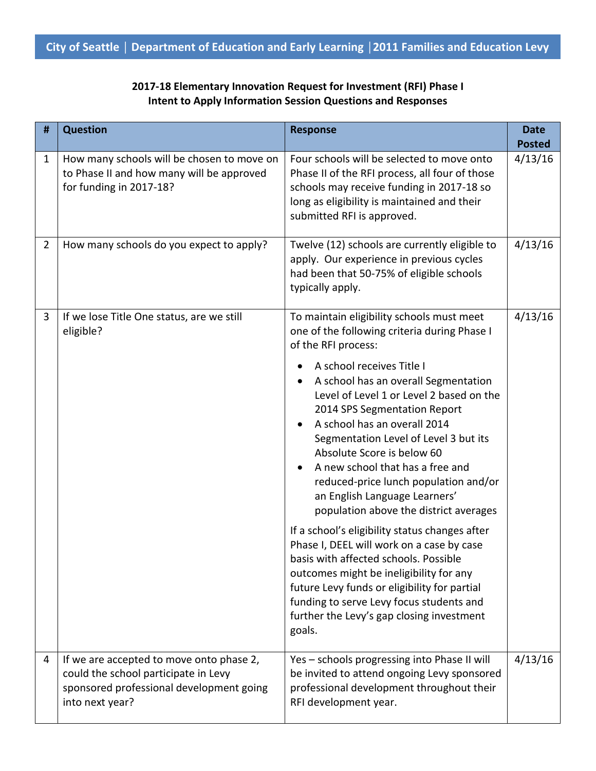**City of Seattle | Department of Education and Early Learning | 2011 Families and Education Levy**

## 2017-18 Elementary Innovation Request for Investment (RFI) Phase I
## Intent to Apply Information Session Questions and Responses

| # | Question | Response | Date Posted |
|---|---|---|---|
| 1 | How many schools will be chosen to move on to Phase II and how many will be approved for funding in 2017-18? | Four schools will be selected to move onto Phase II of the RFI process, all four of those schools may receive funding in 2017-18 so long as eligibility is maintained and their submitted RFI is approved. | 4/13/16 |
| 2 | How many schools do you expect to apply? | Twelve (12) schools are currently eligible to apply. Our experience in previous cycles had been that 50-75% of eligible schools typically apply. | 4/13/16 |
| 3 | If we lose Title One status, are we still eligible? | To maintain eligibility schools must meet one of the following criteria during Phase I of the RFI process:<br>• A school receives Title I<br>• A school has an overall Segmentation Level of Level 1 or Level 2 based on the 2014 SPS Segmentation Report<br>• A school has an overall 2014 Segmentation Level of Level 3 but its Absolute Score is below 60<br>• A new school that has a free and reduced-price lunch population and/or an English Language Learners' population above the district averages<br><br>If a school's eligibility status changes after Phase I, DEEL will work on a case by case basis with affected schools. Possible outcomes might be ineligibility for any future Levy funds or eligibility for partial funding to serve Levy focus students and further the Levy's gap closing investment goals. | 4/13/16 |
| 4 | If we are accepted to move onto phase 2, could the school participate in Levy sponsored professional development going into next year? | Yes – schools progressing into Phase II will be invited to attend ongoing Levy sponsored professional development throughout their RFI development year. | 4/13/16 |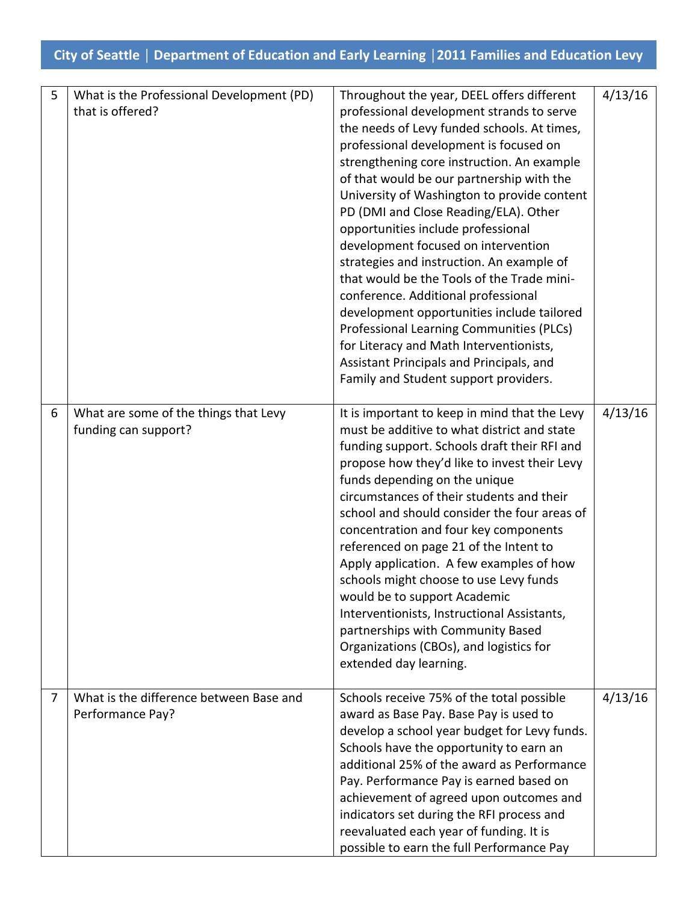| 5 | What is the Professional Development (PD) that is offered? | Throughout the year, DEEL offers different professional development strands to serve the needs of Levy funded schools. At times, professional development is focused on strengthening core instruction. An example of that would be our partnership with the University of Washington to provide content PD (DMI and Close Reading/ELA). Other opportunities include professional development focused on intervention strategies and instruction. An example of that would be the Tools of the Trade mini-conference. Additional professional development opportunities include tailored Professional Learning Communities (PLCs) for Literacy and Math Interventionists, Assistant Principals and Principals, and Family and Student support providers. | 4/13/16 |
|---|---|---|---|
| 6 | What are some of the things that Levy funding can support? | It is important to keep in mind that the Levy must be additive to what district and state funding support. Schools draft their RFI and propose how they'd like to invest their Levy funds depending on the unique circumstances of their students and their school and should consider the four areas of concentration and four key components referenced on page 21 of the Intent to Apply application. A few examples of how schools might choose to use Levy funds would be to support Academic Interventionists, Instructional Assistants, partnerships with Community Based Organizations (CBOs), and logistics for extended day learning. | 4/13/16 |
| 7 | What is the difference between Base and Performance Pay? | Schools receive 75% of the total possible award as Base Pay. Base Pay is used to develop a school year budget for Levy funds. Schools have the opportunity to earn an additional 25% of the award as Performance Pay. Performance Pay is earned based on achievement of agreed upon outcomes and indicators set during the RFI process and reevaluated each year of funding. It is possible to earn the full Performance Pay | 4/13/16 |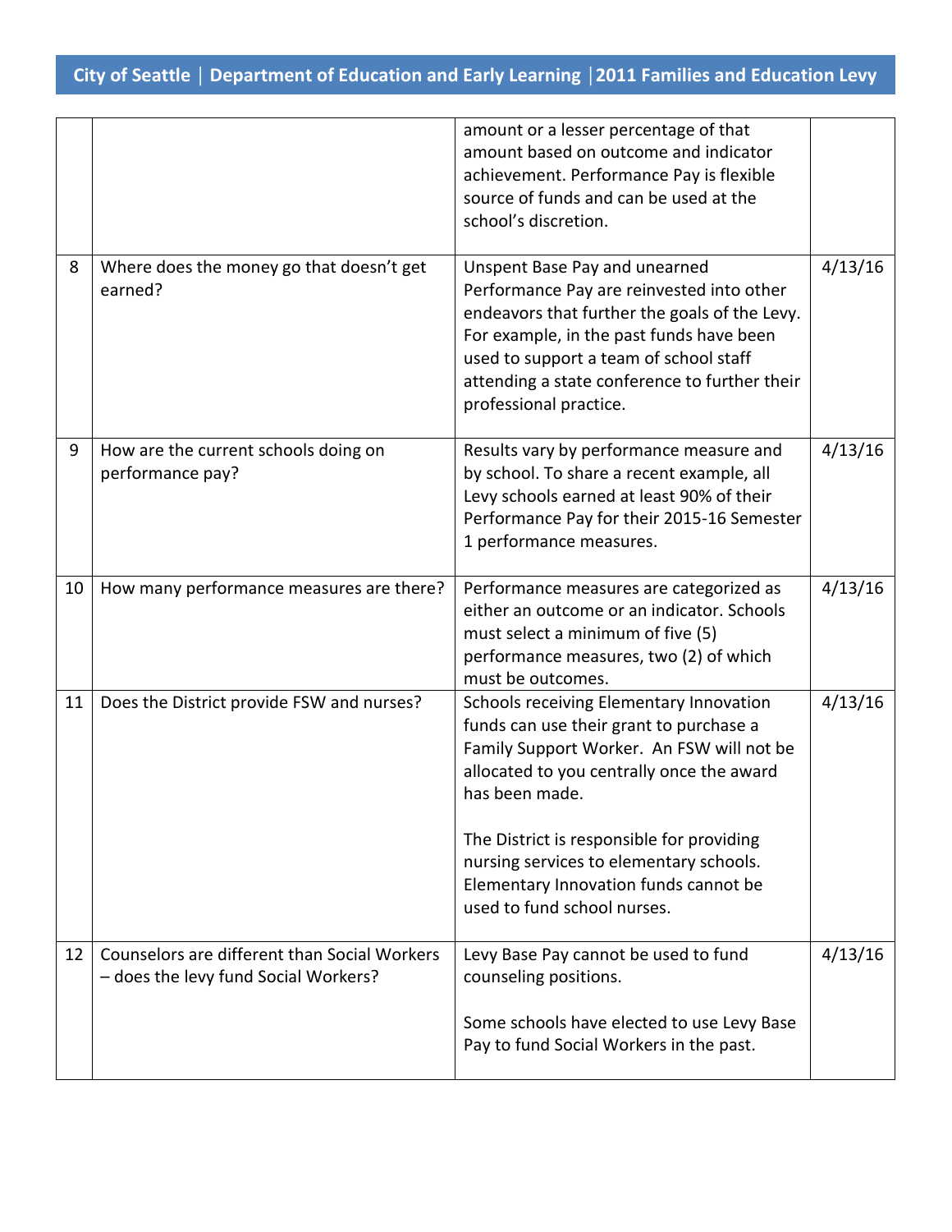|  |  |  |  |
|---|---|---|---|
|  |  | amount or a lesser percentage of that amount based on outcome and indicator achievement. Performance Pay is flexible source of funds and can be used at the school's discretion. |  |
| 8 | Where does the money go that doesn't get earned? | Unspent Base Pay and unearned Performance Pay are reinvested into other endeavors that further the goals of the Levy. For example, in the past funds have been used to support a team of school staff attending a state conference to further their professional practice. | 4/13/16 |
| 9 | How are the current schools doing on performance pay? | Results vary by performance measure and by school. To share a recent example, all Levy schools earned at least 90% of their Performance Pay for their 2015-16 Semester 1 performance measures. | 4/13/16 |
| 10 | How many performance measures are there? | Performance measures are categorized as either an outcome or an indicator. Schools must select a minimum of five (5) performance measures, two (2) of which must be outcomes. | 4/13/16 |
| 11 | Does the District provide FSW and nurses? | Schools receiving Elementary Innovation funds can use their grant to purchase a Family Support Worker. An FSW will not be allocated to you centrally once the award has been made.<br><br>The District is responsible for providing nursing services to elementary schools. Elementary Innovation funds cannot be used to fund school nurses. | 4/13/16 |
| 12 | Counselors are different than Social Workers – does the levy fund Social Workers? | Levy Base Pay cannot be used to fund counseling positions.<br><br>Some schools have elected to use Levy Base Pay to fund Social Workers in the past. | 4/13/16 |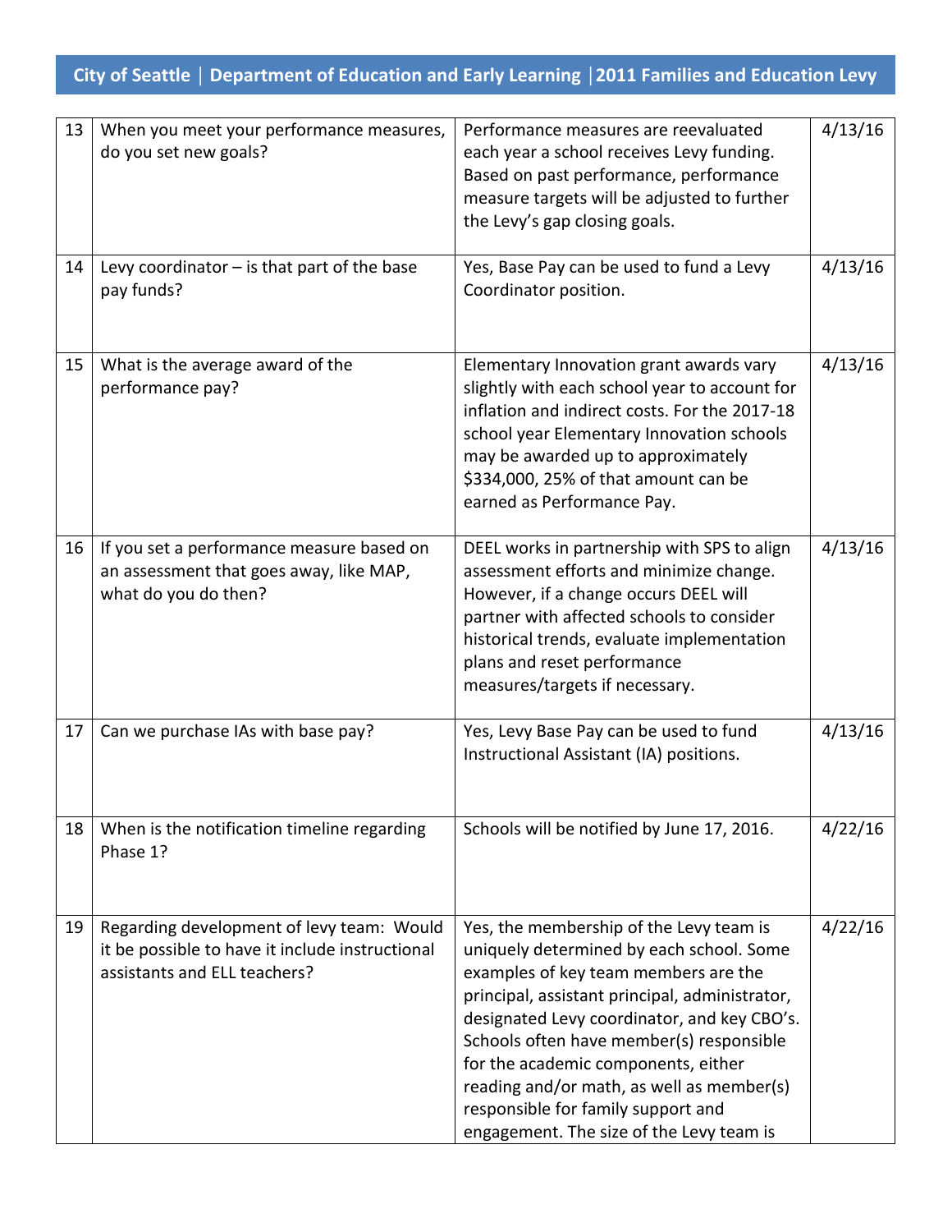| | | | |
|---|---|---|---|
| 13 | When you meet your performance measures, do you set new goals? | Performance measures are reevaluated each year a school receives Levy funding. Based on past performance, performance measure targets will be adjusted to further the Levy's gap closing goals. | 4/13/16 |
| 14 | Levy coordinator – is that part of the base pay funds? | Yes, Base Pay can be used to fund a Levy Coordinator position. | 4/13/16 |
| 15 | What is the average award of the performance pay? | Elementary Innovation grant awards vary slightly with each school year to account for inflation and indirect costs. For the 2017-18 school year Elementary Innovation schools may be awarded up to approximately $334,000, 25% of that amount can be earned as Performance Pay. | 4/13/16 |
| 16 | If you set a performance measure based on an assessment that goes away, like MAP, what do you do then? | DEEL works in partnership with SPS to align assessment efforts and minimize change. However, if a change occurs DEEL will partner with affected schools to consider historical trends, evaluate implementation plans and reset performance measures/targets if necessary. | 4/13/16 |
| 17 | Can we purchase IAs with base pay? | Yes, Levy Base Pay can be used to fund Instructional Assistant (IA) positions. | 4/13/16 |
| 18 | When is the notification timeline regarding Phase 1? | Schools will be notified by June 17, 2016. | 4/22/16 |
| 19 | Regarding development of levy team: Would it be possible to have it include instructional assistants and ELL teachers? | Yes, the membership of the Levy team is uniquely determined by each school. Some examples of key team members are the principal, assistant principal, administrator, designated Levy coordinator, and key CBO's. Schools often have member(s) responsible for the academic components, either reading and/or math, as well as member(s) responsible for family support and engagement. The size of the Levy team is | 4/22/16 |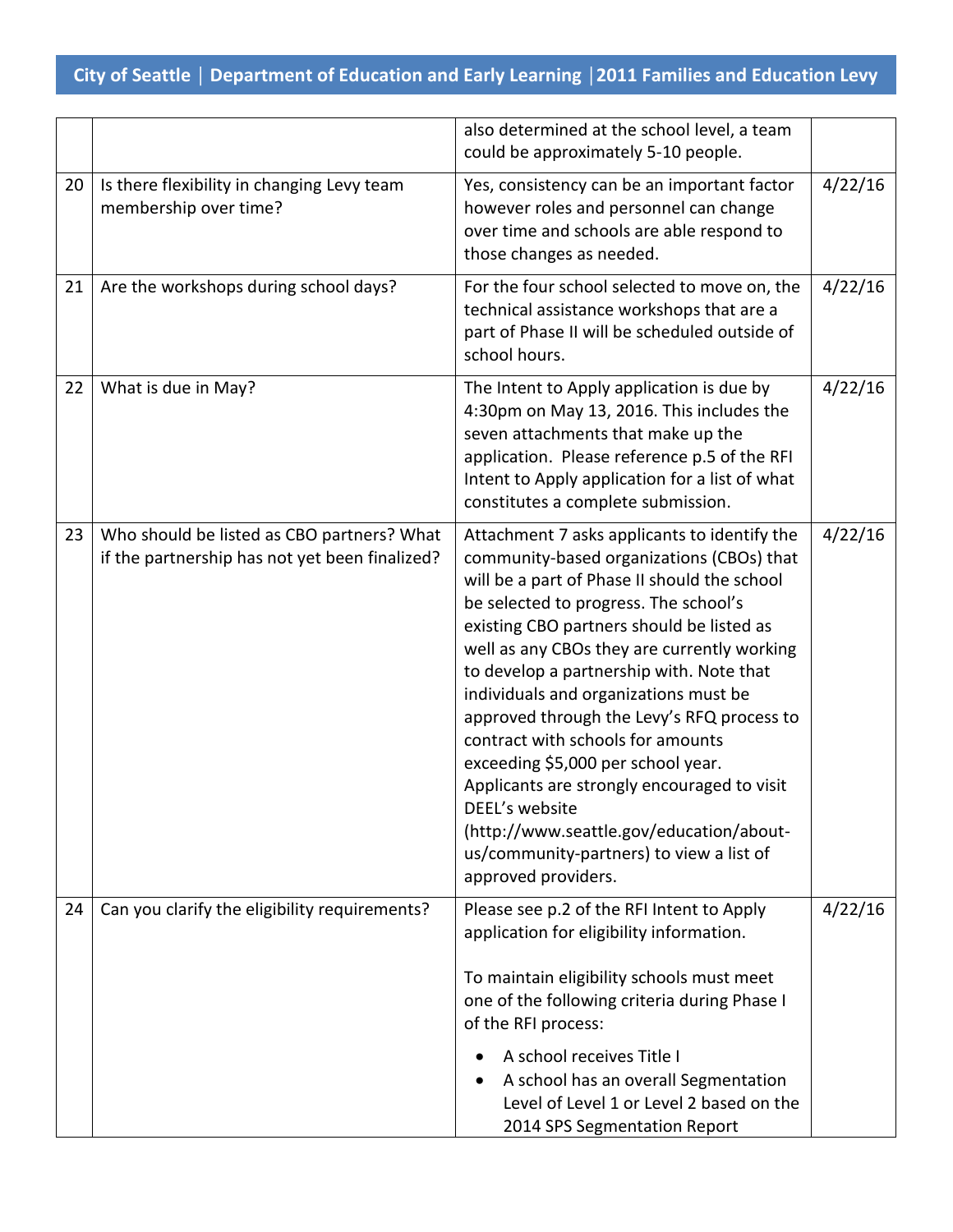| | | | |
|---|---|---|---|
| | | also determined at the school level, a team could be approximately 5-10 people. | |
| 20 | Is there flexibility in changing Levy team membership over time? | Yes, consistency can be an important factor however roles and personnel can change over time and schools are able respond to those changes as needed. | 4/22/16 |
| 21 | Are the workshops during school days? | For the four school selected to move on, the technical assistance workshops that are a part of Phase II will be scheduled outside of school hours. | 4/22/16 |
| 22 | What is due in May? | The Intent to Apply application is due by 4:30pm on May 13, 2016. This includes the seven attachments that make up the application. Please reference p.5 of the RFI Intent to Apply application for a list of what constitutes a complete submission. | 4/22/16 |
| 23 | Who should be listed as CBO partners? What if the partnership has not yet been finalized? | Attachment 7 asks applicants to identify the community-based organizations (CBOs) that will be a part of Phase II should the school be selected to progress. The school's existing CBO partners should be listed as well as any CBOs they are currently working to develop a partnership with. Note that individuals and organizations must be approved through the Levy's RFQ process to contract with schools for amounts exceeding $5,000 per school year. Applicants are strongly encouraged to visit DEEL's website (http://www.seattle.gov/education/about-us/community-partners) to view a list of approved providers. | 4/22/16 |
| 24 | Can you clarify the eligibility requirements? | Please see p.2 of the RFI Intent to Apply application for eligibility information.<br><br>To maintain eligibility schools must meet one of the following criteria during Phase I of the RFI process:<br><br>• A school receives Title I<br>• A school has an overall Segmentation Level of Level 1 or Level 2 based on the 2014 SPS Segmentation Report | 4/22/16 |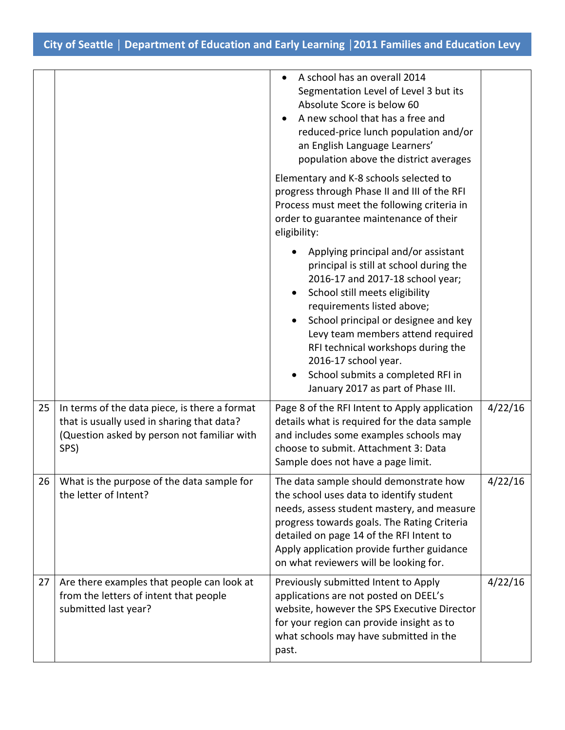| | | | |
|---|---|---|---|
| | | • A school has an overall 2014 Segmentation Level of Level 3 but its Absolute Score is below 60<br>• A new school that has a free and reduced-price lunch population and/or an English Language Learners' population above the district averages<br><br>Elementary and K-8 schools selected to progress through Phase II and III of the RFI Process must meet the following criteria in order to guarantee maintenance of their eligibility:<br><br>• Applying principal and/or assistant principal is still at school during the 2016-17 and 2017-18 school year;<br>• School still meets eligibility requirements listed above;<br>• School principal or designee and key Levy team members attend required RFI technical workshops during the 2016-17 school year.<br>• School submits a completed RFI in January 2017 as part of Phase III. | |
| 25 | In terms of the data piece, is there a format that is usually used in sharing that data? (Question asked by person not familiar with SPS) | Page 8 of the RFI Intent to Apply application details what is required for the data sample and includes some examples schools may choose to submit. Attachment 3: Data Sample does not have a page limit. | 4/22/16 |
| 26 | What is the purpose of the data sample for the letter of Intent? | The data sample should demonstrate how the school uses data to identify student needs, assess student mastery, and measure progress towards goals. The Rating Criteria detailed on page 14 of the RFI Intent to Apply application provide further guidance on what reviewers will be looking for. | 4/22/16 |
| 27 | Are there examples that people can look at from the letters of intent that people submitted last year? | Previously submitted Intent to Apply applications are not posted on DEEL's website, however the SPS Executive Director for your region can provide insight as to what schools may have submitted in the past. | 4/22/16 |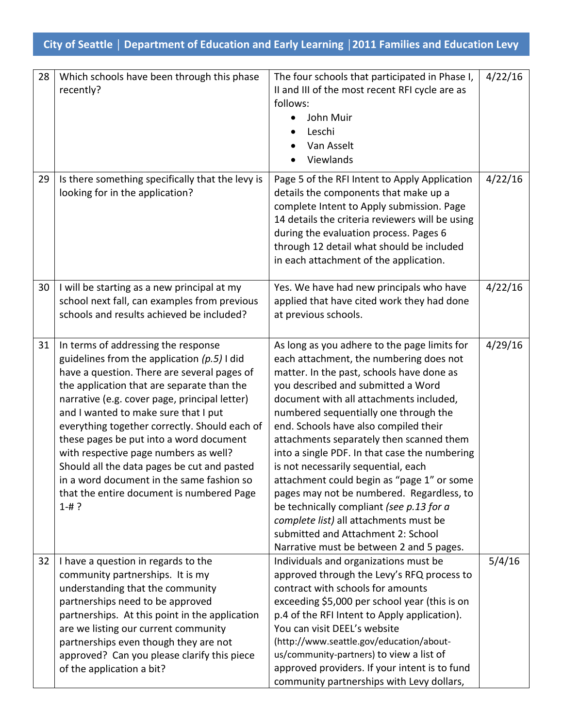| 28 | Which schools have been through this phase recently? | The four schools that participated in Phase I, II and III of the most recent RFI cycle are as follows:<br>• John Muir<br>• Leschi<br>• Van Asselt<br>• Viewlands | 4/22/16 |
|---|---|---|---|
| 29 | Is there something specifically that the levy is looking for in the application? | Page 5 of the RFI Intent to Apply Application details the components that make up a complete Intent to Apply submission. Page 14 details the criteria reviewers will be using during the evaluation process. Pages 6 through 12 detail what should be included in each attachment of the application. | 4/22/16 |
| 30 | I will be starting as a new principal at my school next fall, can examples from previous schools and results achieved be included? | Yes. We have had new principals who have applied that have cited work they had done at previous schools. | 4/22/16 |
| 31 | In terms of addressing the response guidelines from the application *(p.5)* I did have a question. There are several pages of the application that are separate than the narrative (e.g. cover page, principal letter) and I wanted to make sure that I put everything together correctly. Should each of these pages be put into a word document with respective page numbers as well? Should all the data pages be cut and pasted in a word document in the same fashion so that the entire document is numbered Page 1-# ? | As long as you adhere to the page limits for each attachment, the numbering does not matter. In the past, schools have done as you described and submitted a Word document with all attachments included, numbered sequentially one through the end. Schools have also compiled their attachments separately then scanned them into a single PDF. In that case the numbering is not necessarily sequential, each attachment could begin as "page 1" or some pages may not be numbered. Regardless, to be technically compliant *(see p.13 for a complete list)* all attachments must be submitted and Attachment 2: School Narrative must be between 2 and 5 pages. | 4/29/16 |
| 32 | I have a question in regards to the community partnerships. It is my understanding that the community partnerships need to be approved partnerships. At this point in the application are we listing our current community partnerships even though they are not approved? Can you please clarify this piece of the application a bit? | Individuals and organizations must be approved through the Levy's RFQ process to contract with schools for amounts exceeding $5,000 per school year (this is on p.4 of the RFI Intent to Apply application). You can visit DEEL's website (http://www.seattle.gov/education/about-us/community-partners) to view a list of approved providers. If your intent is to fund community partnerships with Levy dollars, | 5/4/16 |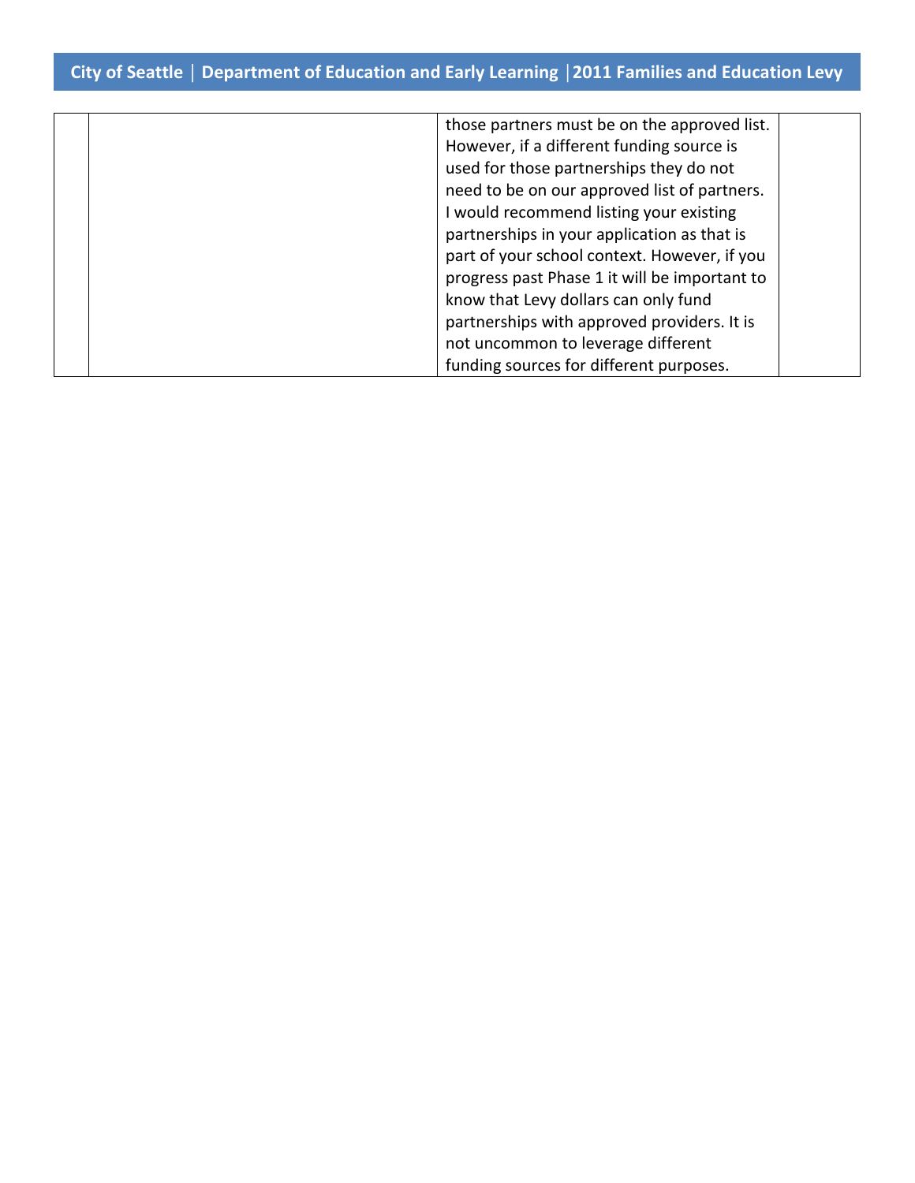| | | | |
|---|---|---|---|
| | | those partners must be on the approved list. However, if a different funding source is used for those partnerships they do not need to be on our approved list of partners. I would recommend listing your existing partnerships in your application as that is part of your school context. However, if you progress past Phase 1 it will be important to know that Levy dollars can only fund partnerships with approved providers. It is not uncommon to leverage different funding sources for different purposes. | |